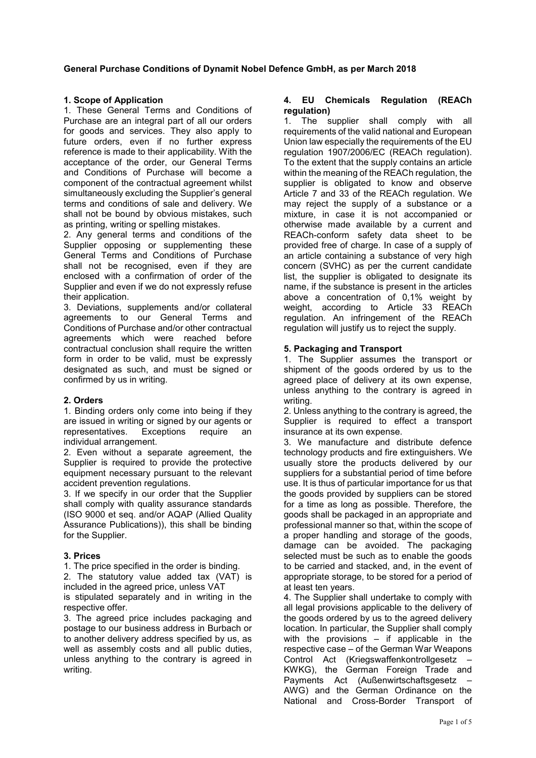# General Purchase Conditions of Dynamit Nobel Defence GmbH, as per March 2018

## 1. Scope of Application

1. These General Terms and Conditions of Purchase are an integral part of all our orders for goods and services. They also apply to future orders, even if no further express reference is made to their applicability. With the acceptance of the order, our General Terms and Conditions of Purchase will become a component of the contractual agreement whilst simultaneously excluding the Supplier's general terms and conditions of sale and delivery. We shall not be bound by obvious mistakes, such as printing, writing or spelling mistakes.

2. Any general terms and conditions of the Supplier opposing or supplementing these General Terms and Conditions of Purchase shall not be recognised, even if they are enclosed with a confirmation of order of the Supplier and even if we do not expressly refuse their application.

3. Deviations, supplements and/or collateral agreements to our General Terms and Conditions of Purchase and/or other contractual agreements which were reached before contractual conclusion shall require the written form in order to be valid, must be expressly designated as such, and must be signed or confirmed by us in writing.

## 2. Orders

1. Binding orders only come into being if they are issued in writing or signed by our agents or representatives. Exceptions require an individual arrangement.

2. Even without a separate agreement, the Supplier is required to provide the protective equipment necessary pursuant to the relevant accident prevention regulations.

3. If we specify in our order that the Supplier shall comply with quality assurance standards (ISO 9000 et seq. and/or AQAP (Allied Quality Assurance Publications)), this shall be binding for the Supplier.

## 3. Prices

1. The price specified in the order is binding.

2. The statutory value added tax (VAT) is included in the agreed price, unless VAT is stipulated separately and in writing in the respective offer.

3. The agreed price includes packaging and postage to our business address in Burbach or to another delivery address specified by us, as well as assembly costs and all public duties, unless anything to the contrary is agreed in writing.

## 4. EU Chemicals Regulation (REACh regulation)

1. The supplier shall comply with all requirements of the valid national and European Union law especially the requirements of the EU regulation 1907/2006/EC (REACh regulation). To the extent that the supply contains an article within the meaning of the REACh regulation, the supplier is obligated to know and observe Article 7 and 33 of the REACh regulation. We may reject the supply of a substance or a mixture, in case it is not accompanied or otherwise made available by a current and REACh-conform safety data sheet to be provided free of charge. In case of a supply of an article containing a substance of very high concern (SVHC) as per the current candidate list, the supplier is obligated to designate its name, if the substance is present in the articles above a concentration of 0,1% weight by weight, according to Article 33 REACh regulation. An infringement of the REACh regulation will justify us to reject the supply.

## 5. Packaging and Transport

1. The Supplier assumes the transport or shipment of the goods ordered by us to the agreed place of delivery at its own expense, unless anything to the contrary is agreed in writing.

2. Unless anything to the contrary is agreed, the Supplier is required to effect a transport insurance at its own expense.

3. We manufacture and distribute defence technology products and fire extinguishers. We usually store the products delivered by our suppliers for a substantial period of time before use. It is thus of particular importance for us that the goods provided by suppliers can be stored for a time as long as possible. Therefore, the goods shall be packaged in an appropriate and professional manner so that, within the scope of a proper handling and storage of the goods, damage can be avoided. The packaging selected must be such as to enable the goods to be carried and stacked, and, in the event of appropriate storage, to be stored for a period of at least ten years.

4. The Supplier shall undertake to comply with all legal provisions applicable to the delivery of the goods ordered by us to the agreed delivery location. In particular, the Supplier shall comply with the provisions – if applicable in the respective case – of the German War Weapons Control Act (Kriegswaffenkontrollgesetz – KWKG), the German Foreign Trade and Payments Act (Außenwirtschaftsgesetz – AWG) and the German Ordinance on the National and Cross-Border Transport of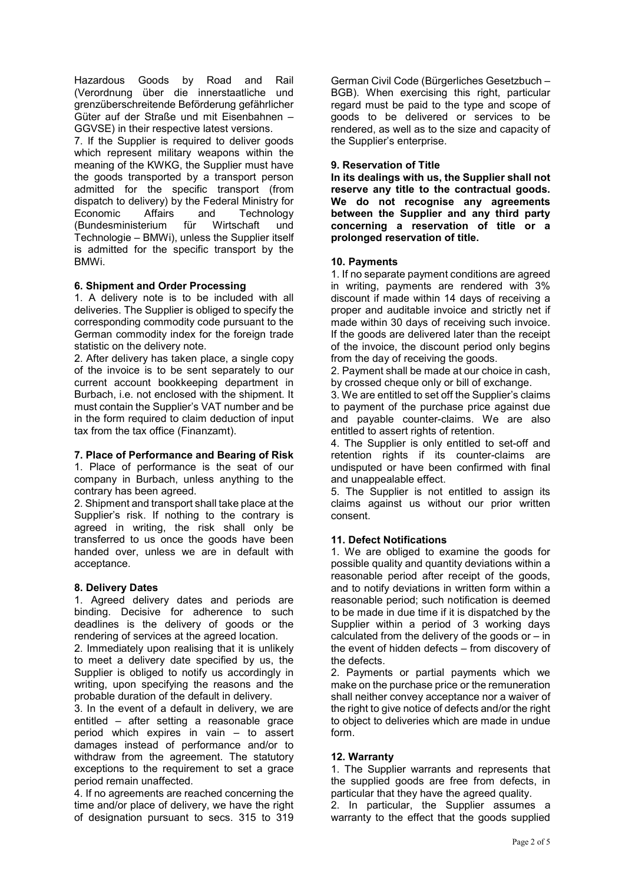Hazardous Goods by Road and Rail (Verordnung über die innerstaatliche und grenzüberschreitende Beförderung gefährlicher Güter auf der Straße und mit Eisenbahnen – GGVSE) in their respective latest versions.

7. If the Supplier is required to deliver goods which represent military weapons within the meaning of the KWKG, the Supplier must have the goods transported by a transport person admitted for the specific transport (from dispatch to delivery) by the Federal Ministry for Economic Affairs and Technology (Bundesministerium für Wirtschaft und Technologie – BMWi), unless the Supplier itself is admitted for the specific transport by the BMWi.

## 6. Shipment and Order Processing

1. A delivery note is to be included with all deliveries. The Supplier is obliged to specify the corresponding commodity code pursuant to the German commodity index for the foreign trade statistic on the delivery note.

2. After delivery has taken place, a single copy of the invoice is to be sent separately to our current account bookkeeping department in Burbach, i.e. not enclosed with the shipment. It must contain the Supplier's VAT number and be in the form required to claim deduction of input tax from the tax office (Finanzamt).

## 7. Place of Performance and Bearing of Risk

1. Place of performance is the seat of our company in Burbach, unless anything to the contrary has been agreed.

2. Shipment and transport shall take place at the Supplier's risk. If nothing to the contrary is agreed in writing, the risk shall only be transferred to us once the goods have been handed over, unless we are in default with acceptance.

## 8. Delivery Dates

1. Agreed delivery dates and periods are binding. Decisive for adherence to such deadlines is the delivery of goods or the rendering of services at the agreed location.

2. Immediately upon realising that it is unlikely to meet a delivery date specified by us, the Supplier is obliged to notify us accordingly in writing, upon specifying the reasons and the probable duration of the default in delivery.

3. In the event of a default in delivery, we are entitled – after setting a reasonable grace period which expires in vain – to assert damages instead of performance and/or to withdraw from the agreement. The statutory exceptions to the requirement to set a grace period remain unaffected.

4. If no agreements are reached concerning the time and/or place of delivery, we have the right of designation pursuant to secs. 315 to 319 German Civil Code (Bürgerliches Gesetzbuch – BGB). When exercising this right, particular regard must be paid to the type and scope of goods to be delivered or services to be rendered, as well as to the size and capacity of the Supplier's enterprise.

## 9. Reservation of Title

**In its dealings with us, the Supplier shall not reserve any title to the contractual goods. We do not recognise any agreements between the Supplier and any third party concerning a reservation of title or a prolonged reservation of title.**

## 10. Payments

1. If no separate payment conditions are agreed in writing, payments are rendered with 3% discount if made within 14 days of receiving a proper and auditable invoice and strictly net if made within 30 days of receiving such invoice. If the goods are delivered later than the receipt of the invoice, the discount period only begins from the day of receiving the goods.

2. Payment shall be made at our choice in cash, by crossed cheque only or bill of exchange.

3. We are entitled to set off the Supplier's claims to payment of the purchase price against due and payable counter-claims. We are also entitled to assert rights of retention.

4. The Supplier is only entitled to set-off and retention rights if its counter-claims are undisputed or have been confirmed with final and unappealable effect.

5. The Supplier is not entitled to assign its claims against us without our prior written consent.

## 11. Defect Notifications

1. We are obliged to examine the goods for possible quality and quantity deviations within a reasonable period after receipt of the goods, and to notify deviations in written form within a reasonable period; such notification is deemed to be made in due time if it is dispatched by the Supplier within a period of 3 working days calculated from the delivery of the goods or – in the event of hidden defects – from discovery of the defects.

2. Payments or partial payments which we make on the purchase price or the remuneration shall neither convey acceptance nor a waiver of the right to give notice of defects and/or the right to object to deliveries which are made in undue form.

## 12. Warranty

1. The Supplier warrants and represents that the supplied goods are free from defects, in particular that they have the agreed quality.

2. In particular, the Supplier assumes a warranty to the effect that the goods supplied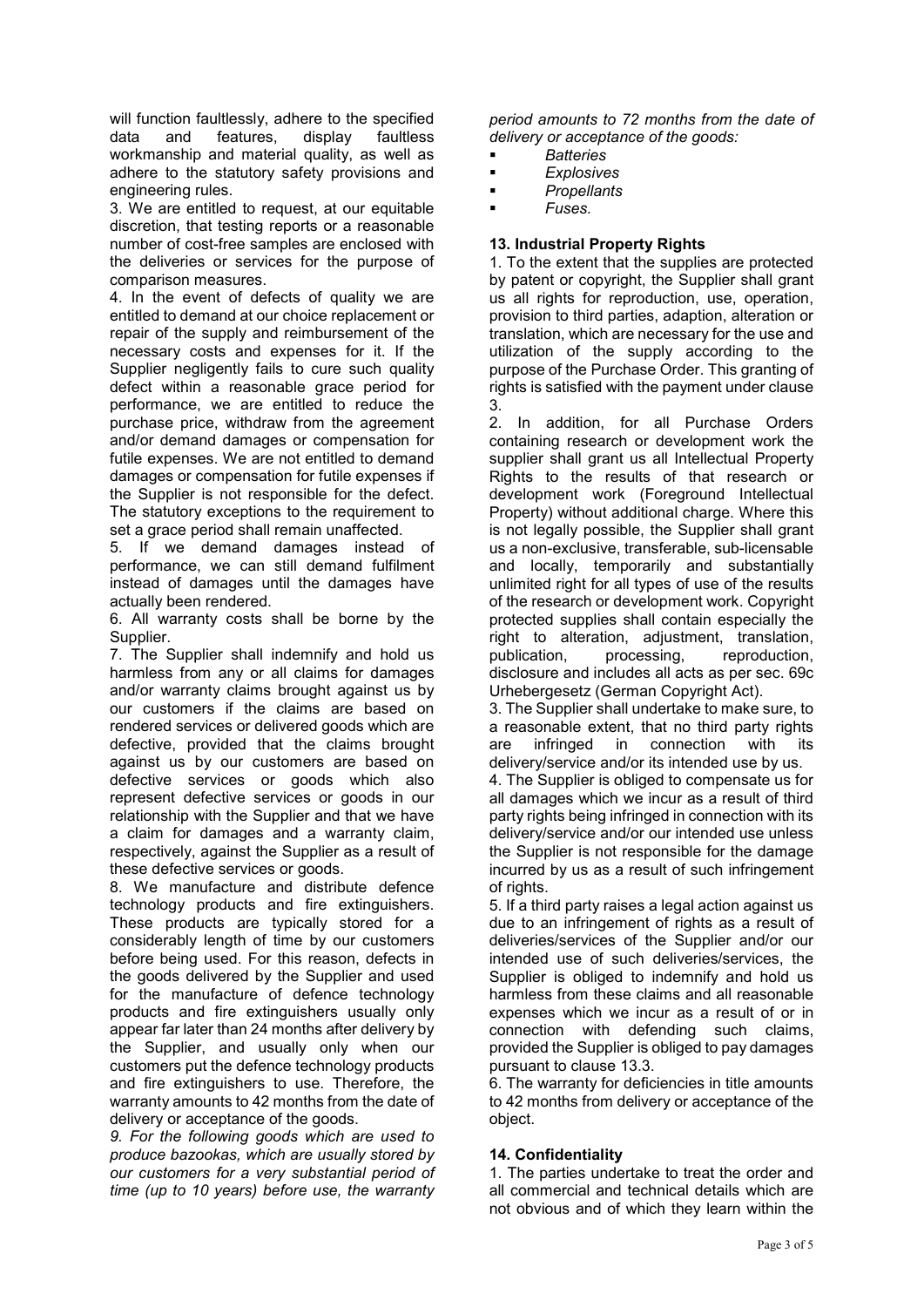will function faultlessly, adhere to the specified data and features, display faultless workmanship and material quality, as well as adhere to the statutory safety provisions and engineering rules.

3. We are entitled to request, at our equitable discretion, that testing reports or a reasonable number of cost-free samples are enclosed with the deliveries or services for the purpose of comparison measures.

4. In the event of defects of quality we are entitled to demand at our choice replacement or repair of the supply and reimbursement of the necessary costs and expenses for it. If the Supplier negligently fails to cure such quality defect within a reasonable grace period for performance, we are entitled to reduce the purchase price, withdraw from the agreement and/or demand damages or compensation for futile expenses. We are not entitled to demand damages or compensation for futile expenses if the Supplier is not responsible for the defect. The statutory exceptions to the requirement to set a grace period shall remain unaffected.

5. If we demand damages instead of performance, we can still demand fulfilment instead of damages until the damages have actually been rendered.

6. All warranty costs shall be borne by the Supplier.

7. The Supplier shall indemnify and hold us harmless from any or all claims for damages and/or warranty claims brought against us by our customers if the claims are based on rendered services or delivered goods which are defective, provided that the claims brought against us by our customers are based on defective services or goods which also represent defective services or goods in our relationship with the Supplier and that we have a claim for damages and a warranty claim, respectively, against the Supplier as a result of these defective services or goods.

8. We manufacture and distribute defence technology products and fire extinguishers. These products are typically stored for a considerably length of time by our customers before being used. For this reason, defects in the goods delivered by the Supplier and used for the manufacture of defence technology products and fire extinguishers usually only appear far later than 24 months after delivery by the Supplier, and usually only when our customers put the defence technology products and fire extinguishers to use. Therefore, the warranty amounts to 42 months from the date of delivery or acceptance of the goods.

*9. For the following goods which are used to produce bazookas, which are usually stored by our customers for a very substantial period of time (up to 10 years) before use, the warranty period amounts to 72 months from the date of delivery or acceptance of the goods:*

- *Batteries*
- *Explosives*
- *Propellants*
- *Fuses.*

## 13. Industrial Property Rights

1. To the extent that the supplies are protected by patent or copyright, the Supplier shall grant us all rights for reproduction, use, operation, provision to third parties, adaption, alteration or translation, which are necessary for the use and utilization of the supply according to the purpose of the Purchase Order. This granting of rights is satisfied with the payment under clause 3.

2. In addition, for all Purchase Orders containing research or development work the supplier shall grant us all Intellectual Property Rights to the results of that research or development work (Foreground Intellectual Property) without additional charge. Where this is not legally possible, the Supplier shall grant us a non-exclusive, transferable, sub-licensable and locally, temporarily and substantially unlimited right for all types of use of the results of the research or development work. Copyright protected supplies shall contain especially the right to alteration, adjustment, translation, publication, processing, reproduction, disclosure and includes all acts as per sec. 69c Urhebergesetz (German Copyright Act).

3. The Supplier shall undertake to make sure, to a reasonable extent, that no third party rights are infringed in connection with its delivery/service and/or its intended use by us.

4. The Supplier is obliged to compensate us for all damages which we incur as a result of third party rights being infringed in connection with its delivery/service and/or our intended use unless the Supplier is not responsible for the damage incurred by us as a result of such infringement of rights.

5. If a third party raises a legal action against us due to an infringement of rights as a result of deliveries/services of the Supplier and/or our intended use of such deliveries/services, the Supplier is obliged to indemnify and hold us harmless from these claims and all reasonable expenses which we incur as a result of or in connection with defending such claims, provided the Supplier is obliged to pay damages pursuant to clause 13.3.

6. The warranty for deficiencies in title amounts to 42 months from delivery or acceptance of the object.

## 14. Confidentiality

1. The parties undertake to treat the order and all commercial and technical details which are not obvious and of which they learn within the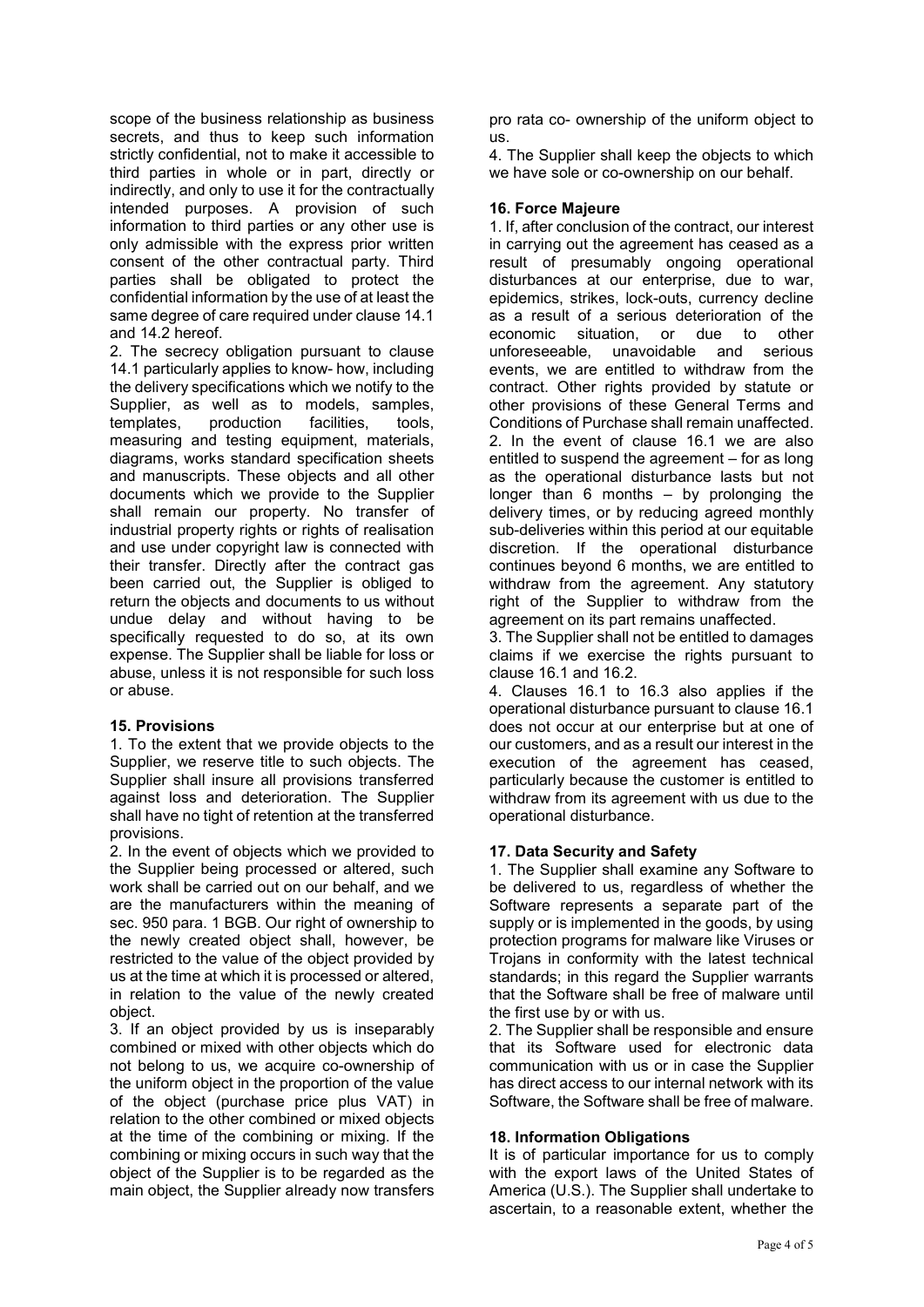scope of the business relationship as business secrets, and thus to keep such information strictly confidential, not to make it accessible to third parties in whole or in part, directly or indirectly, and only to use it for the contractually intended purposes. A provision of such information to third parties or any other use is only admissible with the express prior written consent of the other contractual party. Third parties shall be obligated to protect the confidential information by the use of at least the same degree of care required under clause 14.1 and 14.2 hereof.

2. The secrecy obligation pursuant to clause 14.1 particularly applies to know- how, including the delivery specifications which we notify to the Supplier, as well as to models, samples, templates, production facilities, tools, measuring and testing equipment, materials, diagrams, works standard specification sheets and manuscripts. These objects and all other documents which we provide to the Supplier shall remain our property. No transfer of industrial property rights or rights of realisation and use under copyright law is connected with their transfer. Directly after the contract gas been carried out, the Supplier is obliged to return the objects and documents to us without undue delay and without having to be specifically requested to do so, at its own expense. The Supplier shall be liable for loss or abuse, unless it is not responsible for such loss or abuse.

### 15. Provisions

1. To the extent that we provide objects to the Supplier, we reserve title to such objects. The Supplier shall insure all provisions transferred against loss and deterioration. The Supplier shall have no tight of retention at the transferred provisions.

2. In the event of objects which we provided to the Supplier being processed or altered, such work shall be carried out on our behalf, and we are the manufacturers within the meaning of sec. 950 para. 1 BGB. Our right of ownership to the newly created object shall, however, be restricted to the value of the object provided by us at the time at which it is processed or altered, in relation to the value of the newly created object.

3. If an object provided by us is inseparably combined or mixed with other objects which do not belong to us, we acquire co-ownership of the uniform object in the proportion of the value of the object (purchase price plus VAT) in relation to the other combined or mixed objects at the time of the combining or mixing. If the combining or mixing occurs in such way that the object of the Supplier is to be regarded as the main object, the Supplier already now transfers pro rata co- ownership of the uniform object to us.

4. The Supplier shall keep the objects to which we have sole or co-ownership on our behalf.

### 16. Force Majeure

1. If, after conclusion of the contract, our interest in carrying out the agreement has ceased as a result of presumably ongoing operational disturbances at our enterprise, due to war, epidemics, strikes, lock-outs, currency decline as a result of a serious deterioration of the economic situation, or due to other unforeseeable, unavoidable and serious events, we are entitled to withdraw from the contract. Other rights provided by statute or other provisions of these General Terms and Conditions of Purchase shall remain unaffected.

2. In the event of clause 16.1 we are also entitled to suspend the agreement – for as long as the operational disturbance lasts but not longer than 6 months – by prolonging the delivery times, or by reducing agreed monthly sub-deliveries within this period at our equitable discretion. If the operational disturbance continues beyond 6 months, we are entitled to withdraw from the agreement. Any statutory right of the Supplier to withdraw from the agreement on its part remains unaffected.

3. The Supplier shall not be entitled to damages claims if we exercise the rights pursuant to clause 16.1 and 16.2.

4. Clauses 16.1 to 16.3 also applies if the operational disturbance pursuant to clause 16.1 does not occur at our enterprise but at one of our customers, and as a result our interest in the execution of the agreement has ceased, particularly because the customer is entitled to withdraw from its agreement with us due to the operational disturbance.

### 17. Data Security and Safety

1. The Supplier shall examine any Software to be delivered to us, regardless of whether the Software represents a separate part of the supply or is implemented in the goods, by using protection programs for malware like Viruses or Trojans in conformity with the latest technical standards; in this regard the Supplier warrants that the Software shall be free of malware until the first use by or with us.

2. The Supplier shall be responsible and ensure that its Software used for electronic data communication with us or in case the Supplier has direct access to our internal network with its Software, the Software shall be free of malware.

### 18. Information Obligations

It is of particular importance for us to comply with the export laws of the United States of America (U.S.). The Supplier shall undertake to ascertain, to a reasonable extent, whether the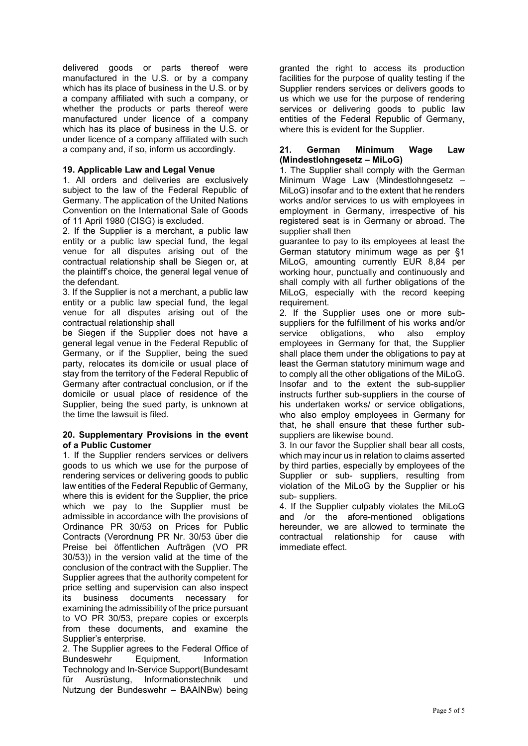delivered goods or parts thereof were manufactured in the U.S. or by a company which has its place of business in the U.S. or by a company affiliated with such a company, or whether the products or parts thereof were manufactured under licence of a company which has its place of business in the U.S. or under licence of a company affiliated with such a company and, if so, inform us accordingly.

**19. Applicable Law and Legal Venue**

1. All orders and deliveries are exclusively subject to the law of the Federal Republic of Germany. The application of the United Nations Convention on the International Sale of Goods of 11 April 1980 (CISG) is excluded.
2. If the Supplier is a merchant, a public law entity or a public law special fund, the legal venue for all disputes arising out of the contractual relationship shall be Siegen or, at the plaintiff's choice, the general legal venue of the defendant.
3. If the Supplier is not a merchant, a public law entity or a public law special fund, the legal venue for all disputes arising out of the contractual relationship shall be Siegen if the Supplier does not have a general legal venue in the Federal Republic of Germany, or if the Supplier, being the sued party, relocates its domicile or usual place of stay from the territory of the Federal Republic of Germany after contractual conclusion, or if the domicile or usual place of residence of the Supplier, being the sued party, is unknown at the time the lawsuit is filed.

**20. Supplementary Provisions in the event of a Public Customer**

1. If the Supplier renders services or delivers goods to us which we use for the purpose of rendering services or delivering goods to public law entities of the Federal Republic of Germany, where this is evident for the Supplier, the price which we pay to the Supplier must be admissible in accordance with the provisions of Ordinance PR 30/53 on Prices for Public Contracts (Verordnung PR Nr. 30/53 über die Preise bei öffentlichen Aufträgen (VO PR 30/53)) in the version valid at the time of the conclusion of the contract with the Supplier. The Supplier agrees that the authority competent for price setting and supervision can also inspect its business documents necessary for examining the admissibility of the price pursuant to VO PR 30/53, prepare copies or excerpts from these documents, and examine the Supplier's enterprise.
2. The Supplier agrees to the Federal Office of Bundeswehr Equipment, Information Technology and In-Service Support(Bundesamt für Ausrüstung, Informationstechnik und Nutzung der Bundeswehr – BAAINBw) being granted the right to access its production facilities for the purpose of quality testing if the Supplier renders services or delivers goods to us which we use for the purpose of rendering services or delivering goods to public law entities of the Federal Republic of Germany, where this is evident for the Supplier.

**21. German Minimum Wage Law (Mindestlohngesetz – MiLoG)**

1. The Supplier shall comply with the German Minimum Wage Law (Mindestlohngesetz – MiLoG) insofar and to the extent that he renders works and/or services to us with employees in employment in Germany, irrespective of his registered seat is in Germany or abroad. The supplier shall then guarantee to pay to its employees at least the German statutory minimum wage as per §1 MiLoG, amounting currently EUR 8,84 per working hour, punctually and continuously and shall comply with all further obligations of the MiLoG, especially with the record keeping requirement.
2. If the Supplier uses one or more sub-suppliers for the fulfillment of his works and/or service obligations, who also employ employees in Germany for that, the Supplier shall place them under the obligations to pay at least the German statutory minimum wage and to comply all the other obligations of the MiLoG. Insofar and to the extent the sub-supplier instructs further sub-suppliers in the course of his undertaken works/ or service obligations, who also employ employees in Germany for that, he shall ensure that these further sub-suppliers are likewise bound.
3. In our favor the Supplier shall bear all costs, which may incur us in relation to claims asserted by third parties, especially by employees of the Supplier or sub- suppliers, resulting from violation of the MiLoG by the Supplier or his sub- suppliers.
4. If the Supplier culpably violates the MiLoG and /or the afore-mentioned obligations hereunder, we are allowed to terminate the contractual relationship for cause with immediate effect.